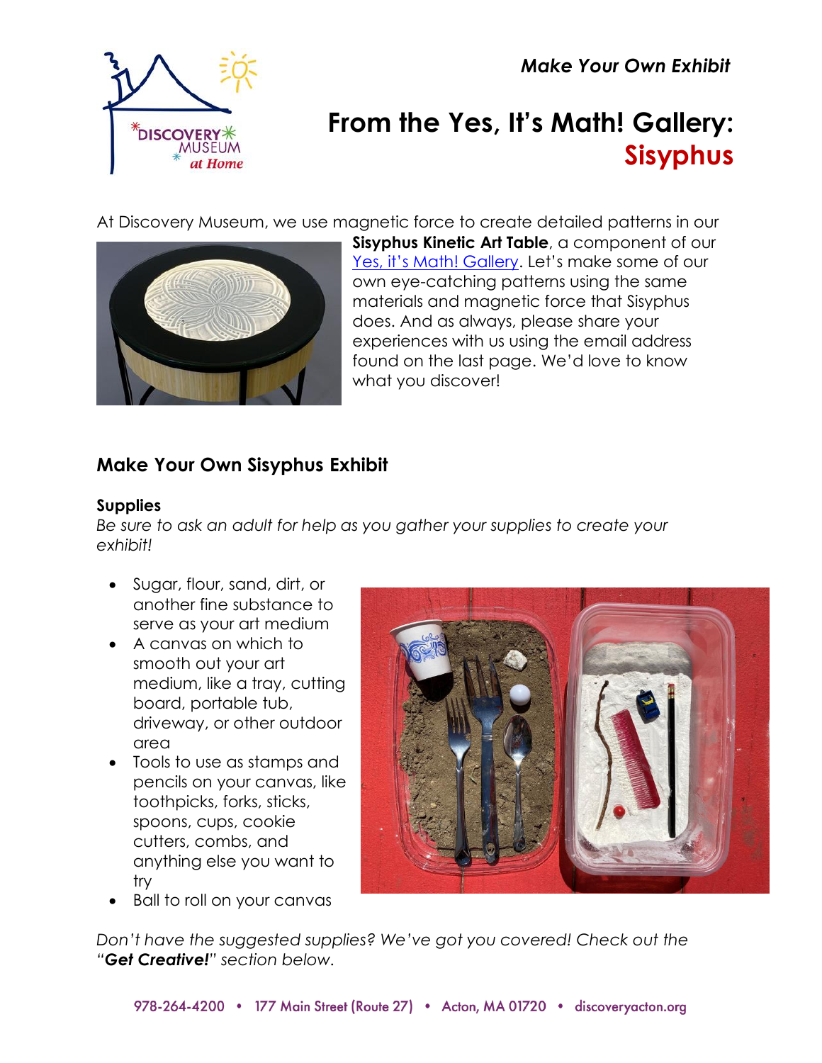*Make Your Own Exhibit*

# From the Yes, It's Math! Gallery: Sisyphus

At Discovery Museum, we use magnetic force to create detailed patterns in our **Sisyphus Kinetic Art Table**, a component of our [Yes, it's Math! Gallery](). Let's make some of our own eye-catching patterns using the same materials and magnetic force that Sisyphus does. And as always, please share your experiences with us using the email address found on the last page. We'd love to know what you discover!

## Make Your Own Sisyphus Exhibit

### Supplies

*Be sure to ask an adult for help as you gather your supplies to create your exhibit!*

- Sugar, flour, sand, dirt, or another fine substance to serve as your art medium
- A canvas on which to smooth out your art medium, like a tray, cutting board, portable tub, driveway, or other outdoor area
- Tools to use as stamps and pencils on your canvas, like toothpicks, forks, sticks, spoons, cups, cookie cutters, combs, and anything else you want to try
- Ball to roll on your canvas

*Don't have the suggested supplies? We've got you covered! Check out the "**Get Creative!**" section below.*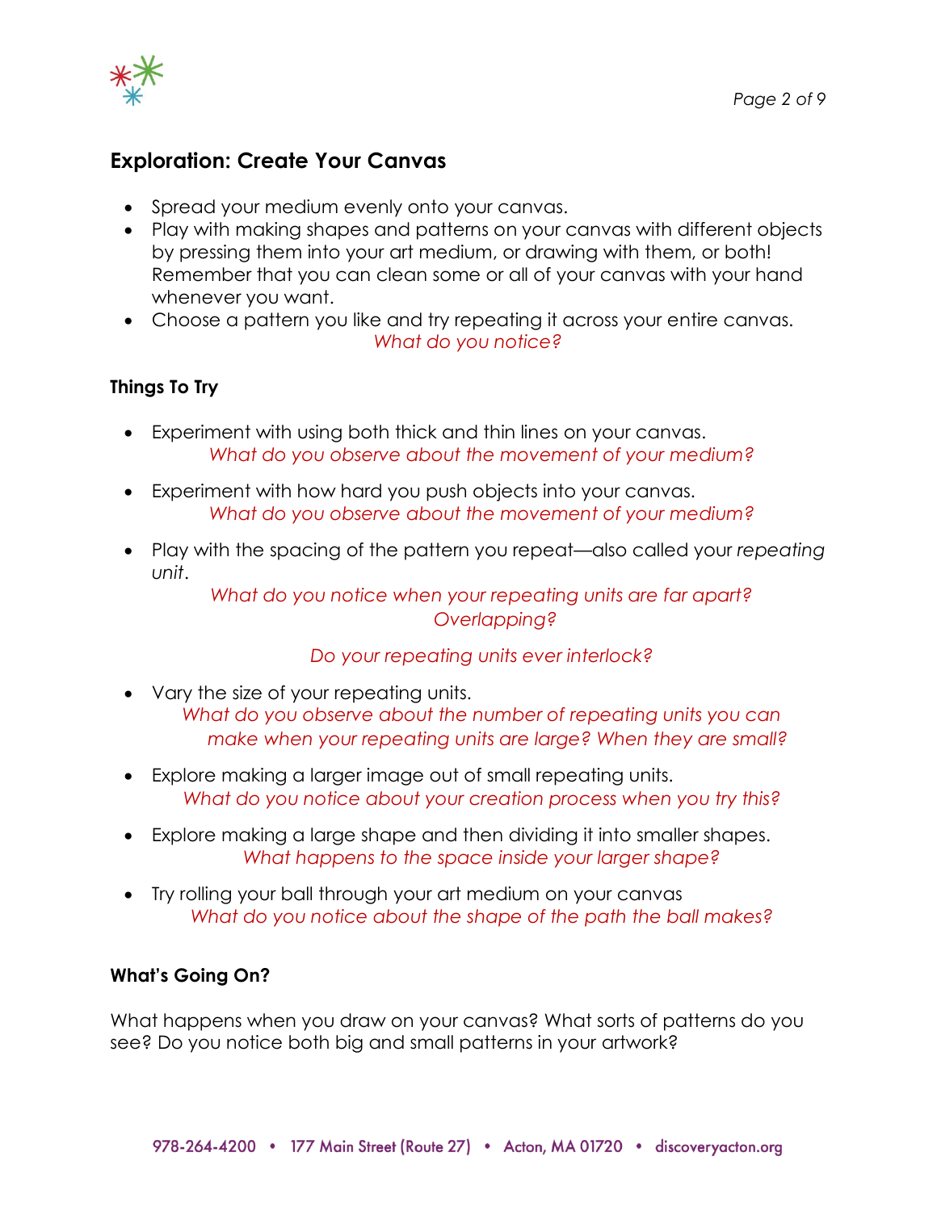## Exploration: Create Your Canvas

- Spread your medium evenly onto your canvas.
- Play with making shapes and patterns on your canvas with different objects by pressing them into your art medium, or drawing with them, or both! Remember that you can clean some or all of your canvas with your hand whenever you want.
- Choose a pattern you like and try repeating it across your entire canvas.

  *What do you notice?*

### Things To Try

- Experiment with using both thick and thin lines on your canvas.

  *What do you observe about the movement of your medium?*

- Experiment with how hard you push objects into your canvas.

  *What do you observe about the movement of your medium?*

- Play with the spacing of the pattern you repeat—also called your *repeating unit*.

  *What do you notice when your repeating units are far apart? Overlapping?*

  *Do your repeating units ever interlock?*

- Vary the size of your repeating units.

  *What do you observe about the number of repeating units you can make when your repeating units are large? When they are small?*

- Explore making a larger image out of small repeating units.

  *What do you notice about your creation process when you try this?*

- Explore making a large shape and then dividing it into smaller shapes.

  *What happens to the space inside your larger shape?*

- Try rolling your ball through your art medium on your canvas

  *What do you notice about the shape of the path the ball makes?*

### What's Going On?

What happens when you draw on your canvas? What sorts of patterns do you see? Do you notice both big and small patterns in your artwork?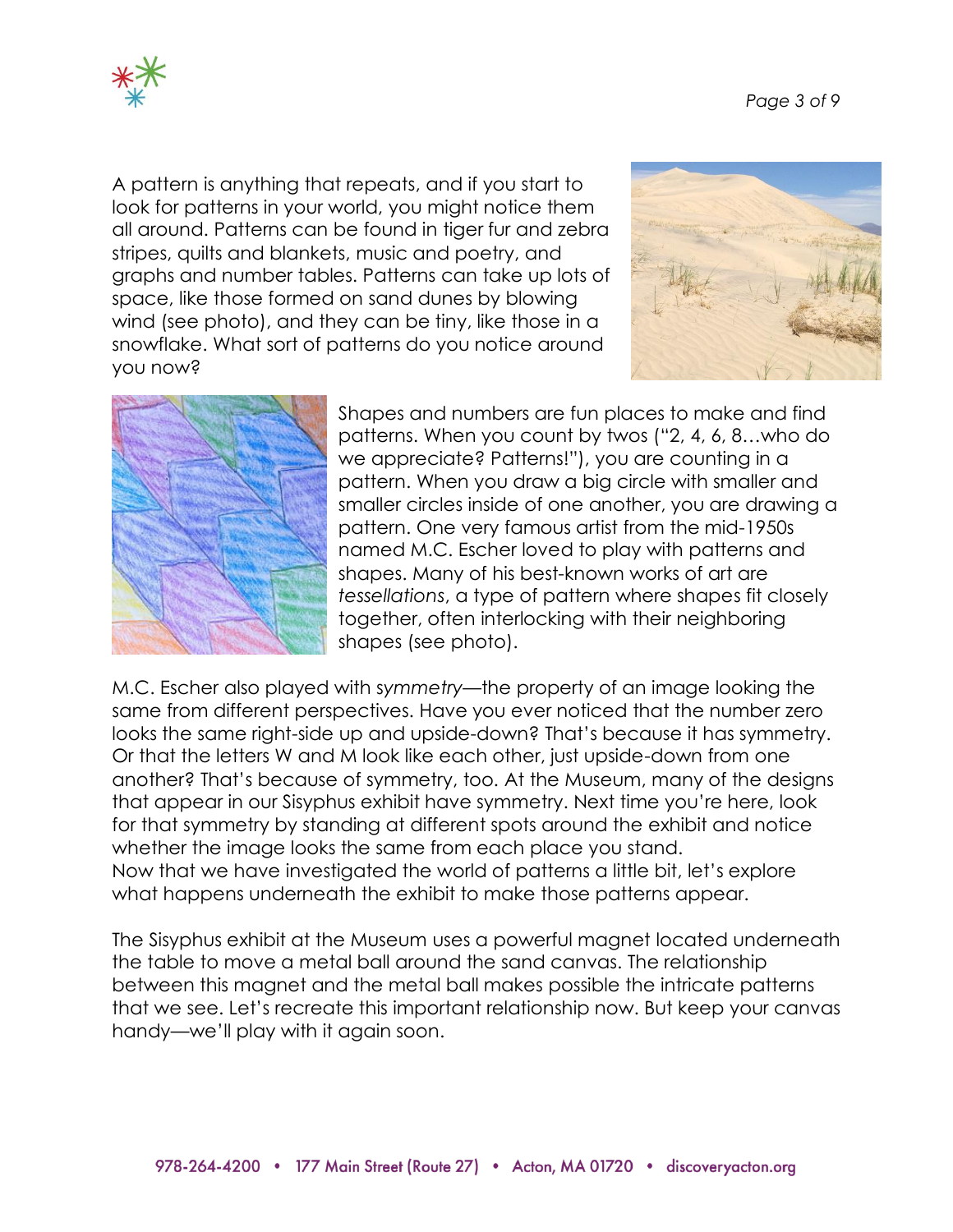A pattern is anything that repeats, and if you start to look for patterns in your world, you might notice them all around. Patterns can be found in tiger fur and zebra stripes, quilts and blankets, music and poetry, and graphs and number tables. Patterns can take up lots of space, like those formed on sand dunes by blowing wind (see photo), and they can be tiny, like those in a snowflake. What sort of patterns do you notice around you now?

Shapes and numbers are fun places to make and find patterns. When you count by twos ("2, 4, 6, 8…who do we appreciate? Patterns!"), you are counting in a pattern. When you draw a big circle with smaller and smaller circles inside of one another, you are drawing a pattern. One very famous artist from the mid-1950s named M.C. Escher loved to play with patterns and shapes. Many of his best-known works of art are *tessellations*, a type of pattern where shapes fit closely together, often interlocking with their neighboring shapes (see photo).

M.C. Escher also played with *symmetry*—the property of an image looking the same from different perspectives. Have you ever noticed that the number zero looks the same right-side up and upside-down? That's because it has symmetry. Or that the letters W and M look like each other, just upside-down from one another? That's because of symmetry, too. At the Museum, many of the designs that appear in our Sisyphus exhibit have symmetry. Next time you're here, look for that symmetry by standing at different spots around the exhibit and notice whether the image looks the same from each place you stand.
Now that we have investigated the world of patterns a little bit, let's explore what happens underneath the exhibit to make those patterns appear.

The Sisyphus exhibit at the Museum uses a powerful magnet located underneath the table to move a metal ball around the sand canvas. The relationship between this magnet and the metal ball makes possible the intricate patterns that we see. Let's recreate this important relationship now. But keep your canvas handy—we'll play with it again soon.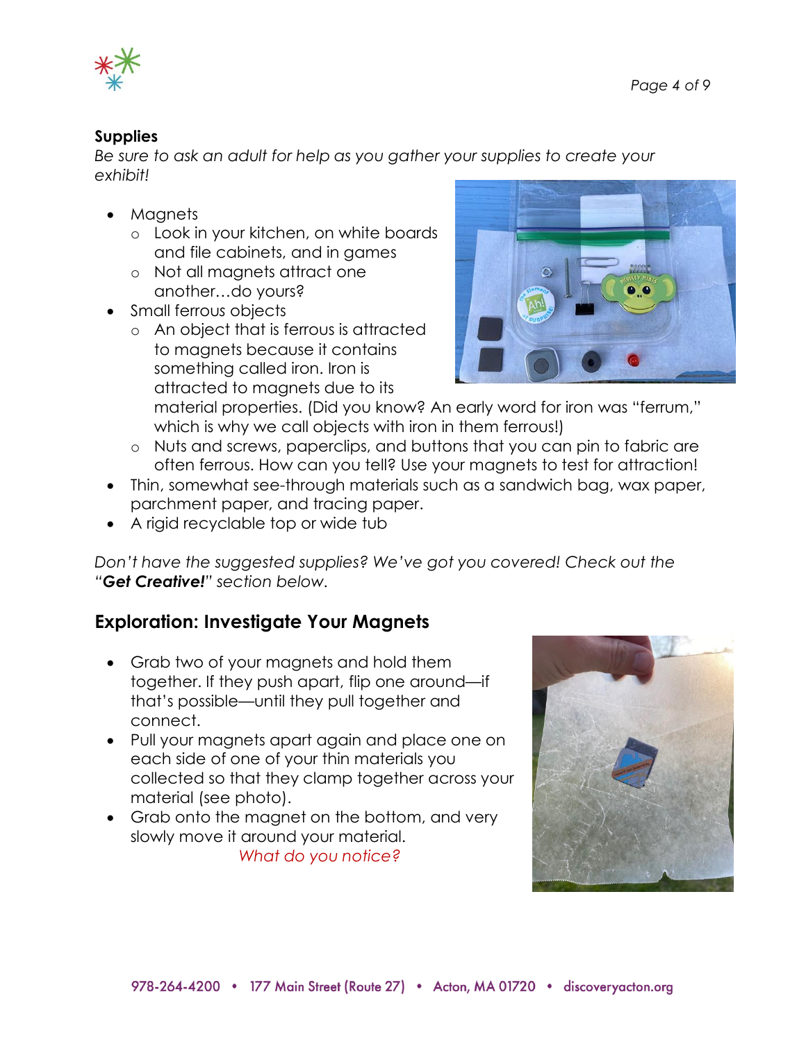**Supplies**

*Be sure to ask an adult for help as you gather your supplies to create your exhibit!*

- Magnets
  - Look in your kitchen, on white boards and file cabinets, and in games
  - Not all magnets attract one another…do yours?
- Small ferrous objects
  - An object that is ferrous is attracted to magnets because it contains something called iron. Iron is attracted to magnets due to its material properties. (Did you know? An early word for iron was "ferrum," which is why we call objects with iron in them ferrous!)
  - Nuts and screws, paperclips, and buttons that you can pin to fabric are often ferrous. How can you tell? Use your magnets to test for attraction!
- Thin, somewhat see-through materials such as a sandwich bag, wax paper, parchment paper, and tracing paper.
- A rigid recyclable top or wide tub

*Don't have the suggested supplies? We've got you covered! Check out the "**Get Creative!**" section below.*

## Exploration: Investigate Your Magnets

- Grab two of your magnets and hold them together. If they push apart, flip one around—if that's possible—until they pull together and connect.
- Pull your magnets apart again and place one on each side of one of your thin materials you collected so that they clamp together across your material (see photo).
- Grab onto the magnet on the bottom, and very slowly move it around your material.

*What do you notice?*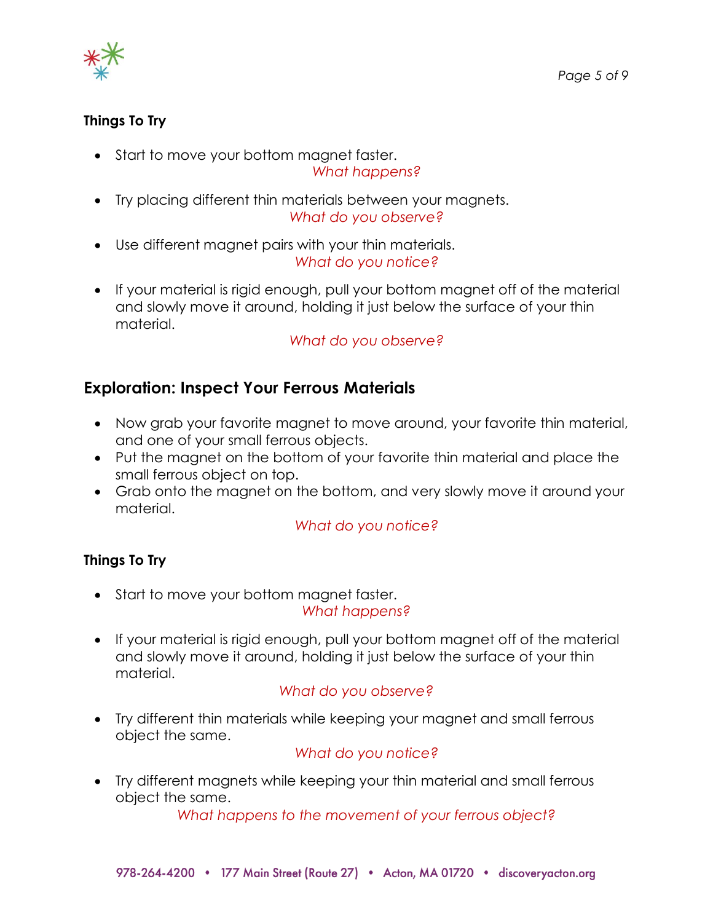**Things To Try**

- Start to move your bottom magnet faster.
  *What happens?*
- Try placing different thin materials between your magnets.
  *What do you observe?*
- Use different magnet pairs with your thin materials.
  *What do you notice?*
- If your material is rigid enough, pull your bottom magnet off of the material and slowly move it around, holding it just below the surface of your thin material.
  *What do you observe?*

## Exploration: Inspect Your Ferrous Materials

- Now grab your favorite magnet to move around, your favorite thin material, and one of your small ferrous objects.
- Put the magnet on the bottom of your favorite thin material and place the small ferrous object on top.
- Grab onto the magnet on the bottom, and very slowly move it around your material.

*What do you notice?*

**Things To Try**

- Start to move your bottom magnet faster.
  *What happens?*
- If your material is rigid enough, pull your bottom magnet off of the material and slowly move it around, holding it just below the surface of your thin material.
  *What do you observe?*
- Try different thin materials while keeping your magnet and small ferrous object the same.
  *What do you notice?*
- Try different magnets while keeping your thin material and small ferrous object the same.
  *What happens to the movement of your ferrous object?*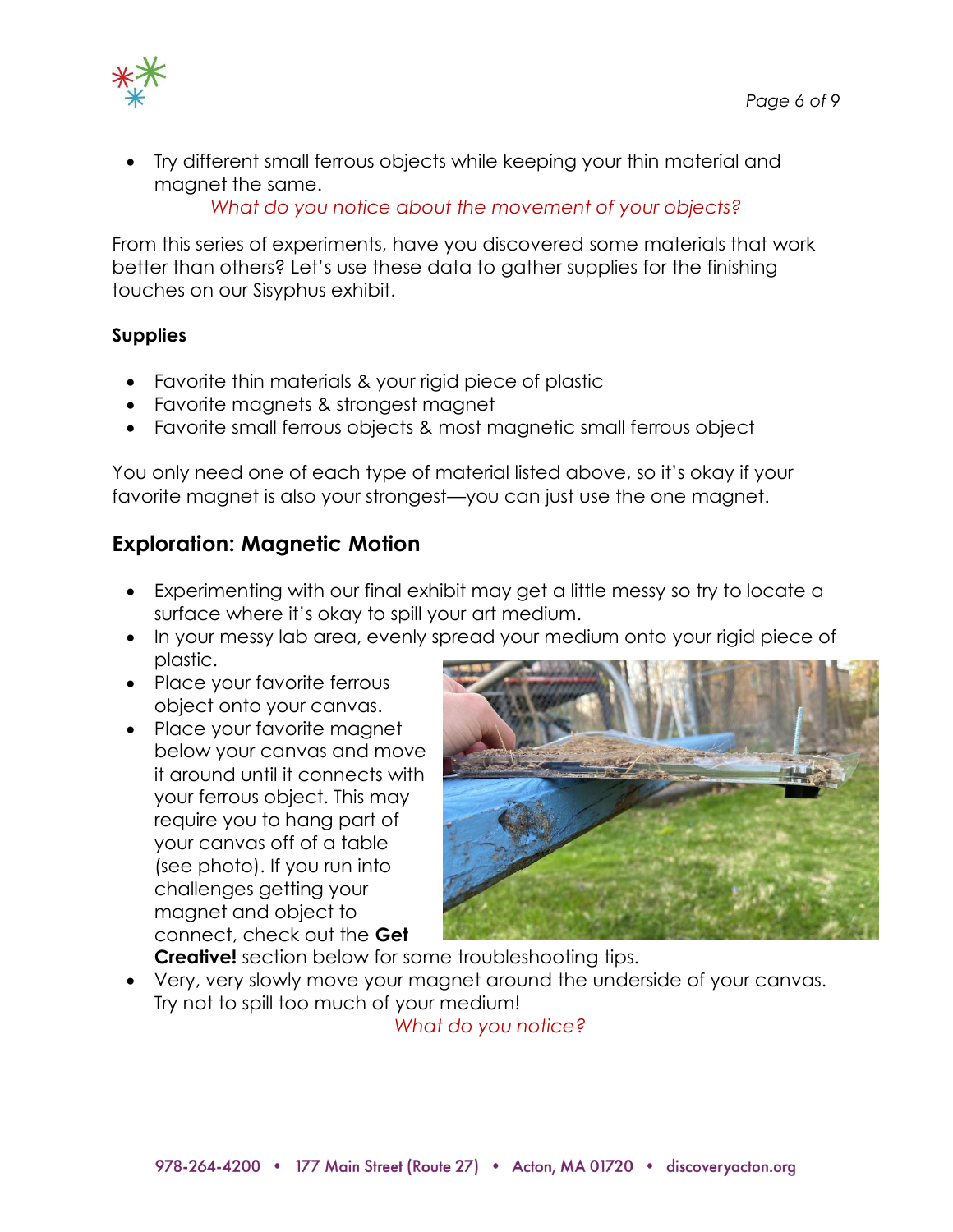- Try different small ferrous objects while keeping your thin material and magnet the same.

  *What do you notice about the movement of your objects?*

From this series of experiments, have you discovered some materials that work better than others? Let's use these data to gather supplies for the finishing touches on our Sisyphus exhibit.

**Supplies**

- Favorite thin materials & your rigid piece of plastic
- Favorite magnets & strongest magnet
- Favorite small ferrous objects & most magnetic small ferrous object

You only need one of each type of material listed above, so it's okay if your favorite magnet is also your strongest—you can just use the one magnet.

## Exploration: Magnetic Motion

- Experimenting with our final exhibit may get a little messy so try to locate a surface where it's okay to spill your art medium.
- In your messy lab area, evenly spread your medium onto your rigid piece of plastic.
- Place your favorite ferrous object onto your canvas.
- Place your favorite magnet below your canvas and move it around until it connects with your ferrous object. This may require you to hang part of your canvas off of a table (see photo). If you run into challenges getting your magnet and object to connect, check out the **Get Creative!** section below for some troubleshooting tips.
- Very, very slowly move your magnet around the underside of your canvas. Try not to spill too much of your medium!

  *What do you notice?*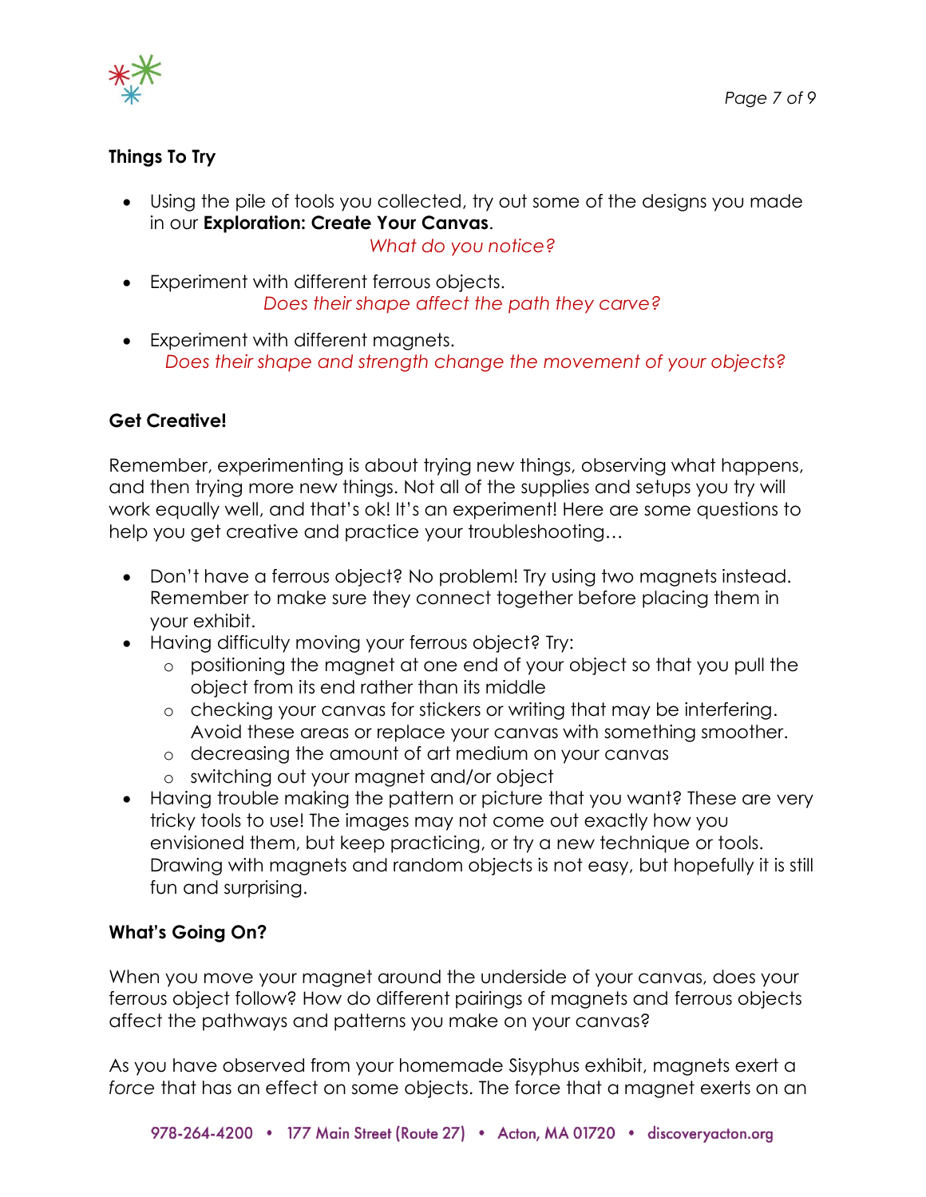**Things To Try**

- Using the pile of tools you collected, try out some of the designs you made in our **Exploration: Create Your Canvas**.

  *What do you notice?*

- Experiment with different ferrous objects.

  *Does their shape affect the path they carve?*

- Experiment with different magnets.

  *Does their shape and strength change the movement of your objects?*

**Get Creative!**

Remember, experimenting is about trying new things, observing what happens, and then trying more new things. Not all of the supplies and setups you try will work equally well, and that's ok! It's an experiment! Here are some questions to help you get creative and practice your troubleshooting…

- Don't have a ferrous object? No problem! Try using two magnets instead. Remember to make sure they connect together before placing them in your exhibit.
- Having difficulty moving your ferrous object? Try:
  - positioning the magnet at one end of your object so that you pull the object from its end rather than its middle
  - checking your canvas for stickers or writing that may be interfering. Avoid these areas or replace your canvas with something smoother.
  - decreasing the amount of art medium on your canvas
  - switching out your magnet and/or object
- Having trouble making the pattern or picture that you want? These are very tricky tools to use! The images may not come out exactly how you envisioned them, but keep practicing, or try a new technique or tools. Drawing with magnets and random objects is not easy, but hopefully it is still fun and surprising.

**What's Going On?**

When you move your magnet around the underside of your canvas, does your ferrous object follow? How do different pairings of magnets and ferrous objects affect the pathways and patterns you make on your canvas?

As you have observed from your homemade Sisyphus exhibit, magnets exert a *force* that has an effect on some objects. The force that a magnet exerts on an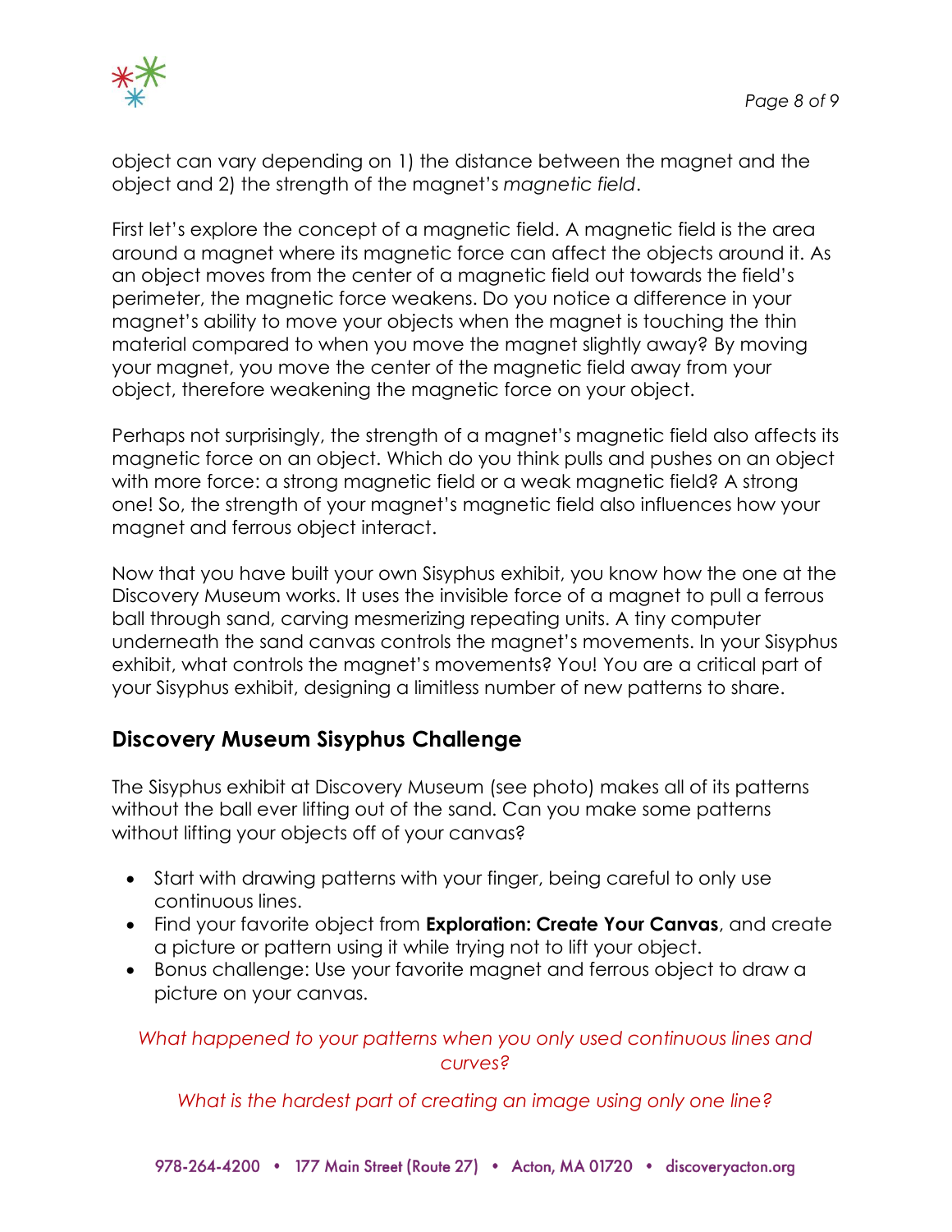object can vary depending on 1) the distance between the magnet and the object and 2) the strength of the magnet's *magnetic field*.

First let's explore the concept of a magnetic field. A magnetic field is the area around a magnet where its magnetic force can affect the objects around it. As an object moves from the center of a magnetic field out towards the field's perimeter, the magnetic force weakens. Do you notice a difference in your magnet's ability to move your objects when the magnet is touching the thin material compared to when you move the magnet slightly away? By moving your magnet, you move the center of the magnetic field away from your object, therefore weakening the magnetic force on your object.

Perhaps not surprisingly, the strength of a magnet's magnetic field also affects its magnetic force on an object. Which do you think pulls and pushes on an object with more force: a strong magnetic field or a weak magnetic field? A strong one! So, the strength of your magnet's magnetic field also influences how your magnet and ferrous object interact.

Now that you have built your own Sisyphus exhibit, you know how the one at the Discovery Museum works. It uses the invisible force of a magnet to pull a ferrous ball through sand, carving mesmerizing repeating units. A tiny computer underneath the sand canvas controls the magnet's movements. In your Sisyphus exhibit, what controls the magnet's movements? You! You are a critical part of your Sisyphus exhibit, designing a limitless number of new patterns to share.

## Discovery Museum Sisyphus Challenge

The Sisyphus exhibit at Discovery Museum (see photo) makes all of its patterns without the ball ever lifting out of the sand. Can you make some patterns without lifting your objects off of your canvas?

- Start with drawing patterns with your finger, being careful to only use continuous lines.
- Find your favorite object from **Exploration: Create Your Canvas**, and create a picture or pattern using it while trying not to lift your object.
- Bonus challenge: Use your favorite magnet and ferrous object to draw a picture on your canvas.

*What happened to your patterns when you only used continuous lines and curves?*

*What is the hardest part of creating an image using only one line?*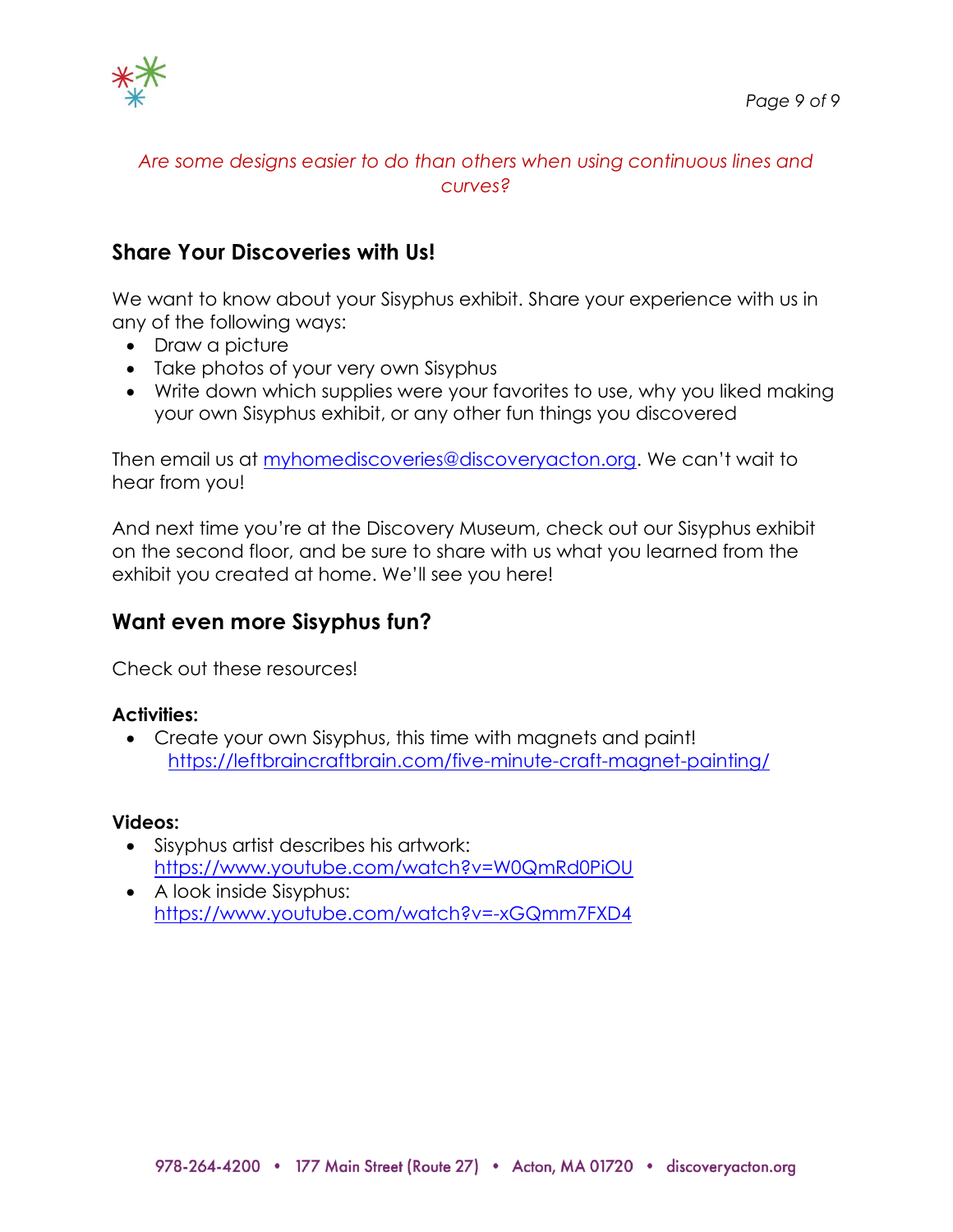*Are some designs easier to do than others when using continuous lines and curves?*

## Share Your Discoveries with Us!

We want to know about your Sisyphus exhibit. Share your experience with us in any of the following ways:

- Draw a picture
- Take photos of your very own Sisyphus
- Write down which supplies were your favorites to use, why you liked making your own Sisyphus exhibit, or any other fun things you discovered

Then email us at myhomediscoveries@discoveryacton.org. We can't wait to hear from you!

And next time you're at the Discovery Museum, check out our Sisyphus exhibit on the second floor, and be sure to share with us what you learned from the exhibit you created at home. We'll see you here!

## Want even more Sisyphus fun?

Check out these resources!

**Activities:**

- Create your own Sisyphus, this time with magnets and paint! https://leftbraincraftbrain.com/five-minute-craft-magnet-painting/

**Videos:**

- Sisyphus artist describes his artwork: https://www.youtube.com/watch?v=W0QmRd0PiOU
- A look inside Sisyphus: https://www.youtube.com/watch?v=-xGQmm7FXD4